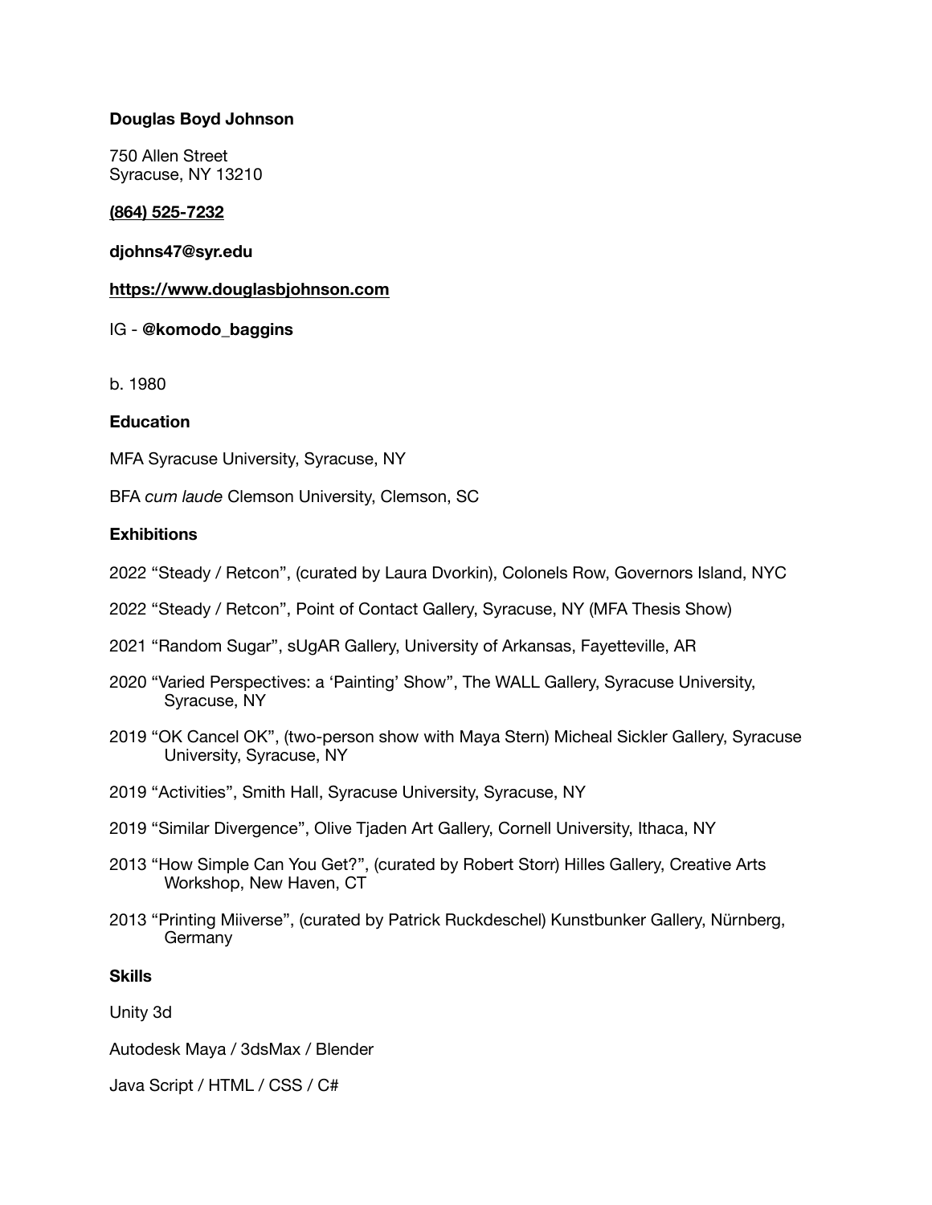**Douglas Boyd Johnson**

750 Allen Street
Syracuse, NY 13210

**(864) 525-7232**

**djohns47@syr.edu**

**https://www.douglasbjohnson.com**

IG - **@komodo_baggins**

b. 1980

**Education**

MFA Syracuse University, Syracuse, NY

BFA *cum laude* Clemson University, Clemson, SC

**Exhibitions**

2022 “Steady / Retcon”, (curated by Laura Dvorkin), Colonels Row, Governors Island, NYC

2022 “Steady / Retcon”, Point of Contact Gallery, Syracuse, NY (MFA Thesis Show)

2021 “Random Sugar”, sUgAR Gallery, University of Arkansas, Fayetteville, AR

2020 “Varied Perspectives: a ‘Painting’ Show”, The WALL Gallery, Syracuse University, Syracuse, NY

2019 “OK Cancel OK”, (two-person show with Maya Stern) Micheal Sickler Gallery, Syracuse University, Syracuse, NY

2019 “Activities”, Smith Hall, Syracuse University, Syracuse, NY

2019 “Similar Divergence”, Olive Tjaden Art Gallery, Cornell University, Ithaca, NY

2013 “How Simple Can You Get?”, (curated by Robert Storr) Hilles Gallery, Creative Arts Workshop, New Haven, CT

2013 “Printing Miiverse”, (curated by Patrick Ruckdeschel) Kunstbunker Gallery, Nürnberg, Germany

**Skills**

Unity 3d

Autodesk Maya / 3dsMax / Blender

Java Script / HTML / CSS / C#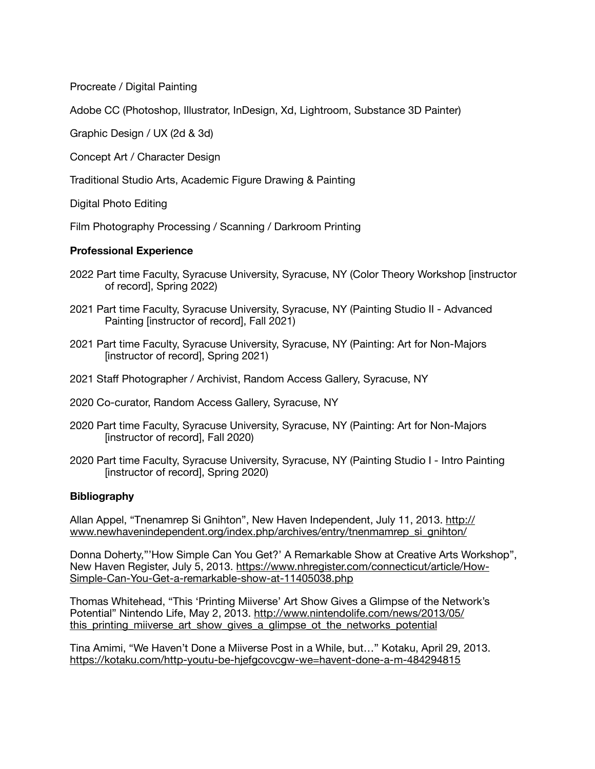Procreate / Digital Painting

Adobe CC (Photoshop, Illustrator, InDesign, Xd, Lightroom, Substance 3D Painter)

Graphic Design / UX (2d & 3d)

Concept Art / Character Design

Traditional Studio Arts, Academic Figure Drawing & Painting

Digital Photo Editing

Film Photography Processing / Scanning / Darkroom Printing

**Professional Experience**

2022 Part time Faculty, Syracuse University, Syracuse, NY (Color Theory Workshop [instructor of record], Spring 2022)

2021 Part time Faculty, Syracuse University, Syracuse, NY (Painting Studio II - Advanced Painting [instructor of record], Fall 2021)

2021 Part time Faculty, Syracuse University, Syracuse, NY (Painting: Art for Non-Majors [instructor of record], Spring 2021)

2021 Staff Photographer / Archivist, Random Access Gallery, Syracuse, NY

2020 Co-curator, Random Access Gallery, Syracuse, NY

2020 Part time Faculty, Syracuse University, Syracuse, NY (Painting: Art for Non-Majors [instructor of record], Fall 2020)

2020 Part time Faculty, Syracuse University, Syracuse, NY (Painting Studio I - Intro Painting [instructor of record], Spring 2020)

**Bibliography**

Allan Appel, "Tnenamrep Si Gnihton", New Haven Independent, July 11, 2013. http://www.newhavenindependent.org/index.php/archives/entry/tnenmamrep_si_gnihton/

Donna Doherty,"'How Simple Can You Get?' A Remarkable Show at Creative Arts Workshop", New Haven Register, July 5, 2013. https://www.nhregister.com/connecticut/article/How-Simple-Can-You-Get-a-remarkable-show-at-11405038.php

Thomas Whitehead, "This 'Printing Miiverse' Art Show Gives a Glimpse of the Network's Potential" Nintendo Life, May 2, 2013. http://www.nintendolife.com/news/2013/05/this_printing_miiverse_art_show_gives_a_glimpse_ot_the_networks_potential

Tina Amimi, "We Haven't Done a Miiverse Post in a While, but…" Kotaku, April 29, 2013. https://kotaku.com/http-youtu-be-hjefgcovcgw-we=havent-done-a-m-484294815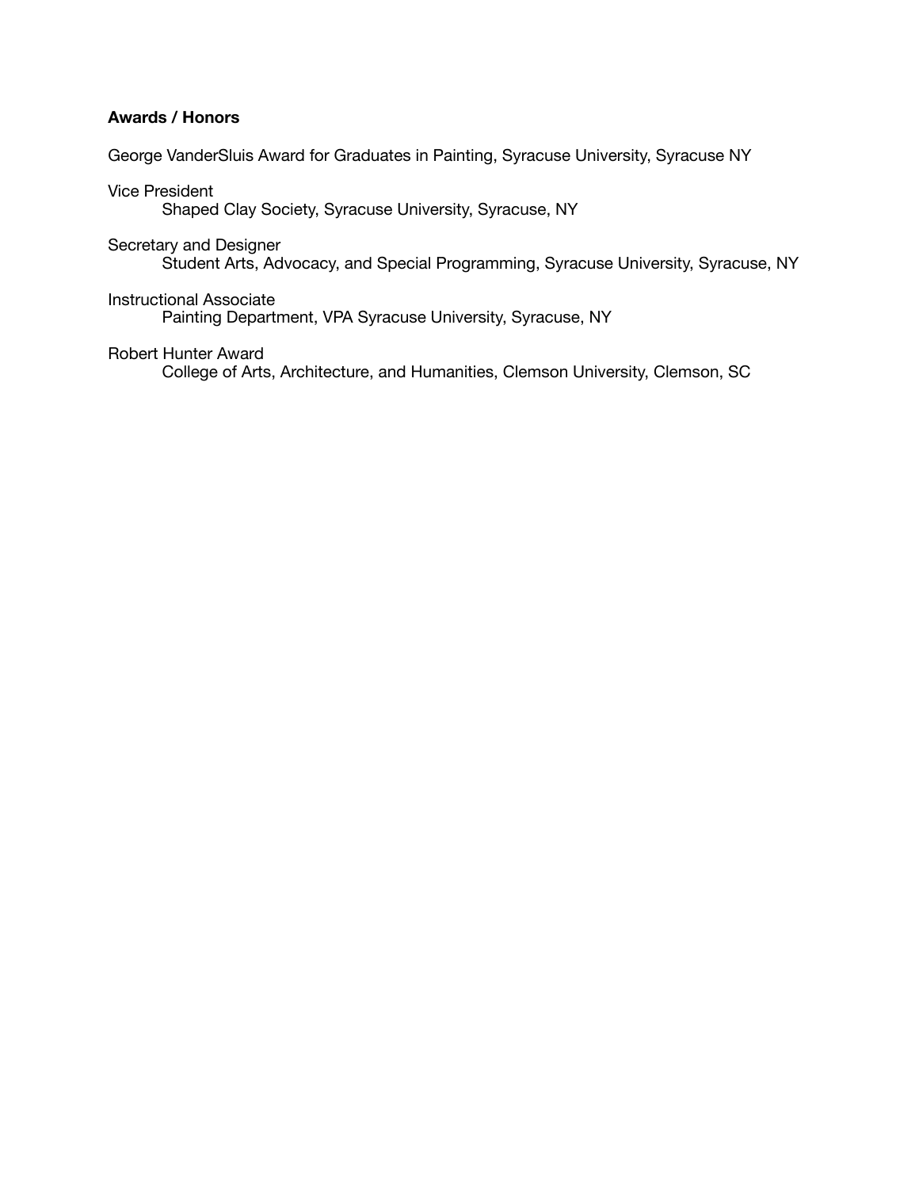**Awards / Honors**

George VanderSluis Award for Graduates in Painting, Syracuse University, Syracuse NY

Vice President
    Shaped Clay Society, Syracuse University, Syracuse, NY

Secretary and Designer
    Student Arts, Advocacy, and Special Programming, Syracuse University, Syracuse, NY

Instructional Associate
    Painting Department, VPA Syracuse University, Syracuse, NY

Robert Hunter Award
    College of Arts, Architecture, and Humanities, Clemson University, Clemson, SC